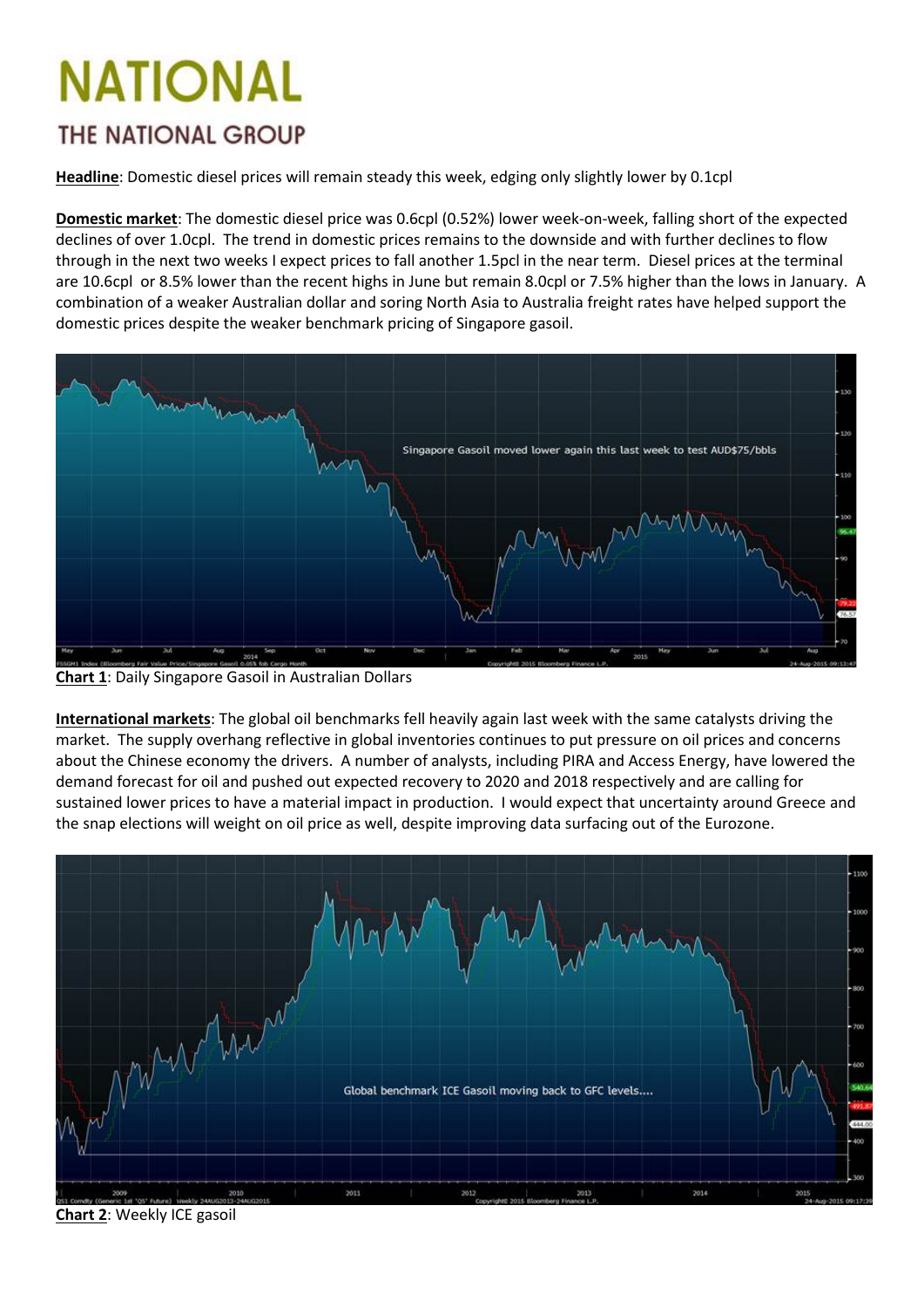# NATIONAL

## THE NATIONAL GROUP

**Headline**: Domestic diesel prices will remain steady this week, edging only slightly lower by 0.1cpl

**Domestic market**: The domestic diesel price was 0.6cpl (0.52%) lower week-on-week, falling short of the expected declines of over 1.0cpl. The trend in domestic prices remains to the downside and with further declines to flow through in the next two weeks I expect prices to fall another 1.5pcl in the near term. Diesel prices at the terminal are 10.6cpl or 8.5% lower than the recent highs in June but remain 8.0cpl or 7.5% higher than the lows in January. A combination of a weaker Australian dollar and soring North Asia to Australia freight rates have helped support the domestic prices despite the weaker benchmark pricing of Singapore gasoil.

**Chart 1**: Daily Singapore Gasoil in Australian Dollars

**International markets**: The global oil benchmarks fell heavily again last week with the same catalysts driving the market. The supply overhang reflective in global inventories continues to put pressure on oil prices and concerns about the Chinese economy the drivers. A number of analysts, including PIRA and Access Energy, have lowered the demand forecast for oil and pushed out expected recovery to 2020 and 2018 respectively and are calling for sustained lower prices to have a material impact in production. I would expect that uncertainty around Greece and the snap elections will weight on oil price as well, despite improving data surfacing out of the Eurozone.

**Chart 2**: Weekly ICE gasoil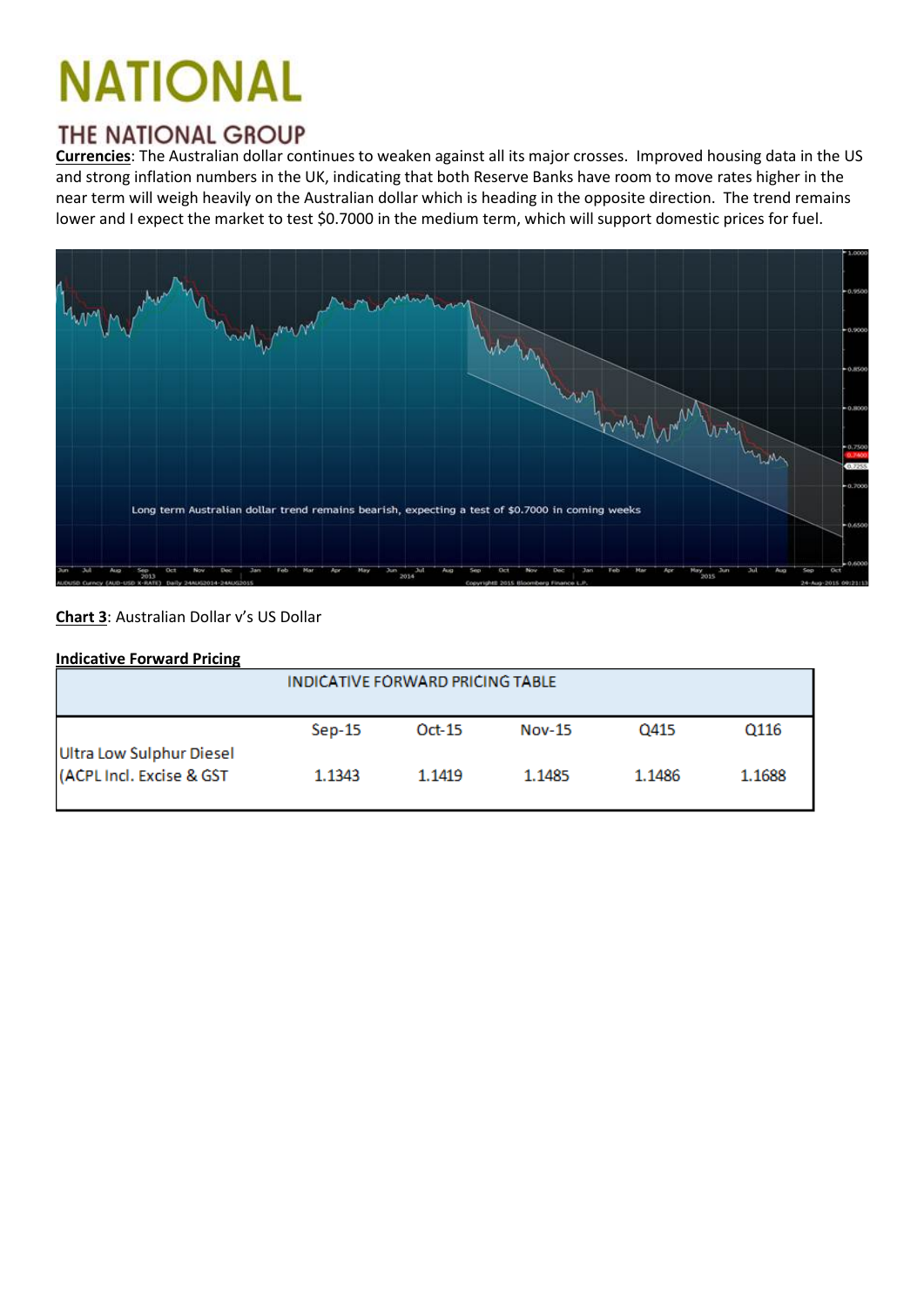# NATIONAL

## THE NATIONAL GROUP

**Currencies**: The Australian dollar continues to weaken against all its major crosses. Improved housing data in the US and strong inflation numbers in the UK, indicating that both Reserve Banks have room to move rates higher in the near term will weigh heavily on the Australian dollar which is heading in the opposite direction. The trend remains lower and I expect the market to test $0.7000 in the medium term, which will support domestic prices for fuel.

Long term Australian dollar trend remains bearish, expecting a test of $0.7000 in coming weeks

1.0000
0.9500
0.9000
0.8500
0.8000
0.7500
0.7400
0.7255
0.7000
0.6500
0.6000

Jun Jul Aug Sep 2013 Oct Nov Dec Jan Feb Mar Apr May Jun 2014 Jul Aug Sep Oct Nov Dec Jan Feb Mar Apr May 2015 Jun Jul Aug Sep Oct

AUDUSD Curncy (AUD-USD X-RATE) Daily 24AUG2014-24AUG2015

Copyright© 2015 Bloomberg Finance L.P.

24-Aug-2015 09:21:13

**Chart 3**: Australian Dollar v's US Dollar

**Indicative Forward Pricing**

| INDICATIVE FORWARD PRICING TABLE | | | | | |
|---|---|---|---|---|---|
| | Sep-15 | Oct-15 | Nov-15 | Q415 | Q116 |
| Ultra Low Sulphur Diesel (ACPL Incl. Excise & GST | 1.1343 | 1.1419 | 1.1485 | 1.1486 | 1.1688 |